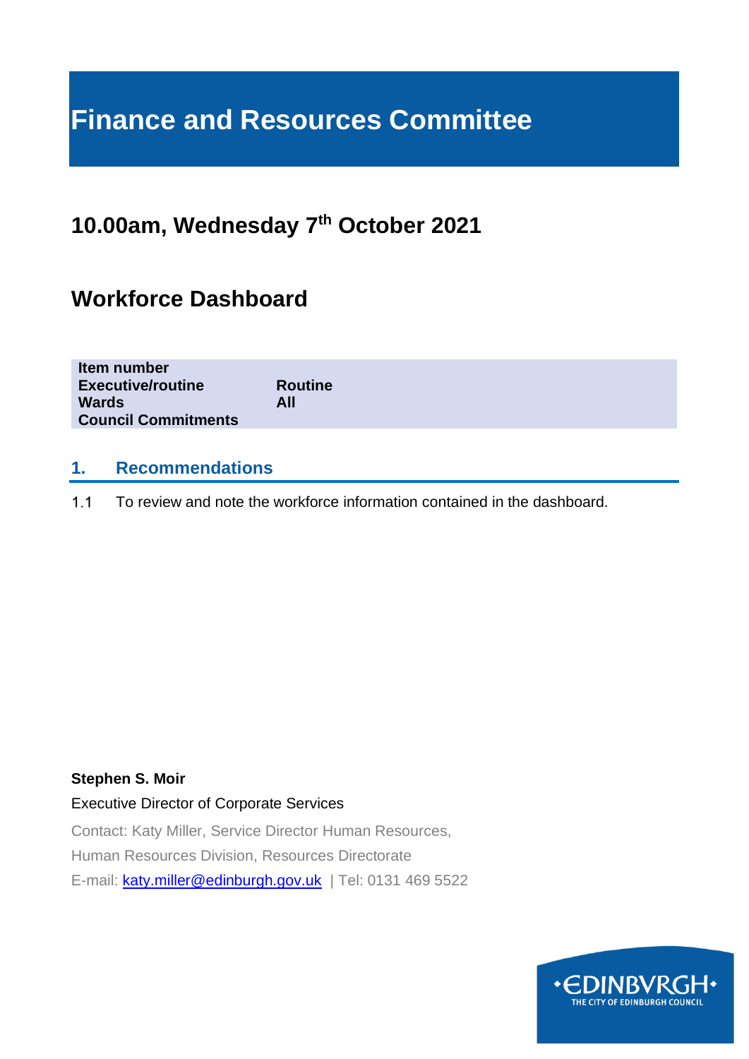# Finance and Resources Committee

## 10.00am, Wednesday 7th October 2021

## Workforce Dashboard

| | |
|---|---|
| **Item number** | |
| **Executive/routine** | **Routine** |
| **Wards** | **All** |
| **Council Commitments** | |

### 1. Recommendations

1.1 To review and note the workforce information contained in the dashboard.

**Stephen S. Moir**

Executive Director of Corporate Services

Contact: Katy Miller, Service Director Human Resources,

Human Resources Division, Resources Directorate

E-mail: katy.miller@edinburgh.gov.uk | Tel: 0131 469 5522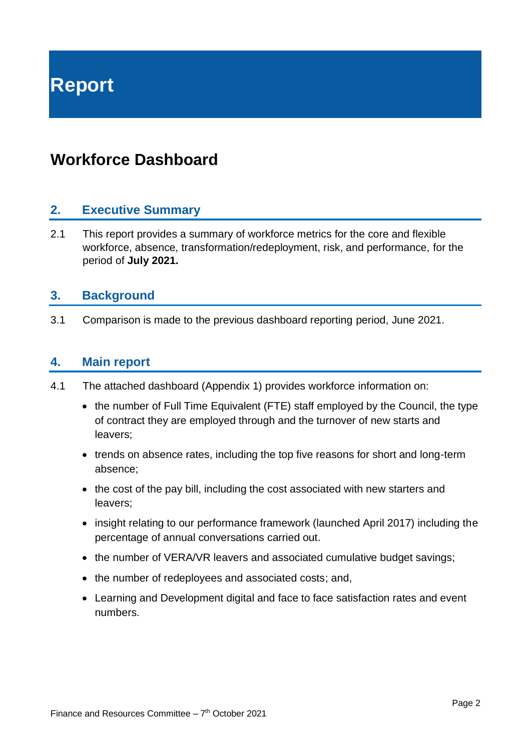# Report

## Workforce Dashboard

### 2. Executive Summary

2.1 This report provides a summary of workforce metrics for the core and flexible workforce, absence, transformation/redeployment, risk, and performance, for the period of **July 2021.**

### 3. Background

3.1 Comparison is made to the previous dashboard reporting period, June 2021.

### 4. Main report

4.1 The attached dashboard (Appendix 1) provides workforce information on:

- the number of Full Time Equivalent (FTE) staff employed by the Council, the type of contract they are employed through and the turnover of new starts and leavers;
- trends on absence rates, including the top five reasons for short and long-term absence;
- the cost of the pay bill, including the cost associated with new starters and leavers;
- insight relating to our performance framework (launched April 2017) including the percentage of annual conversations carried out.
- the number of VERA/VR leavers and associated cumulative budget savings;
- the number of redeployees and associated costs; and,
- Learning and Development digital and face to face satisfaction rates and event numbers.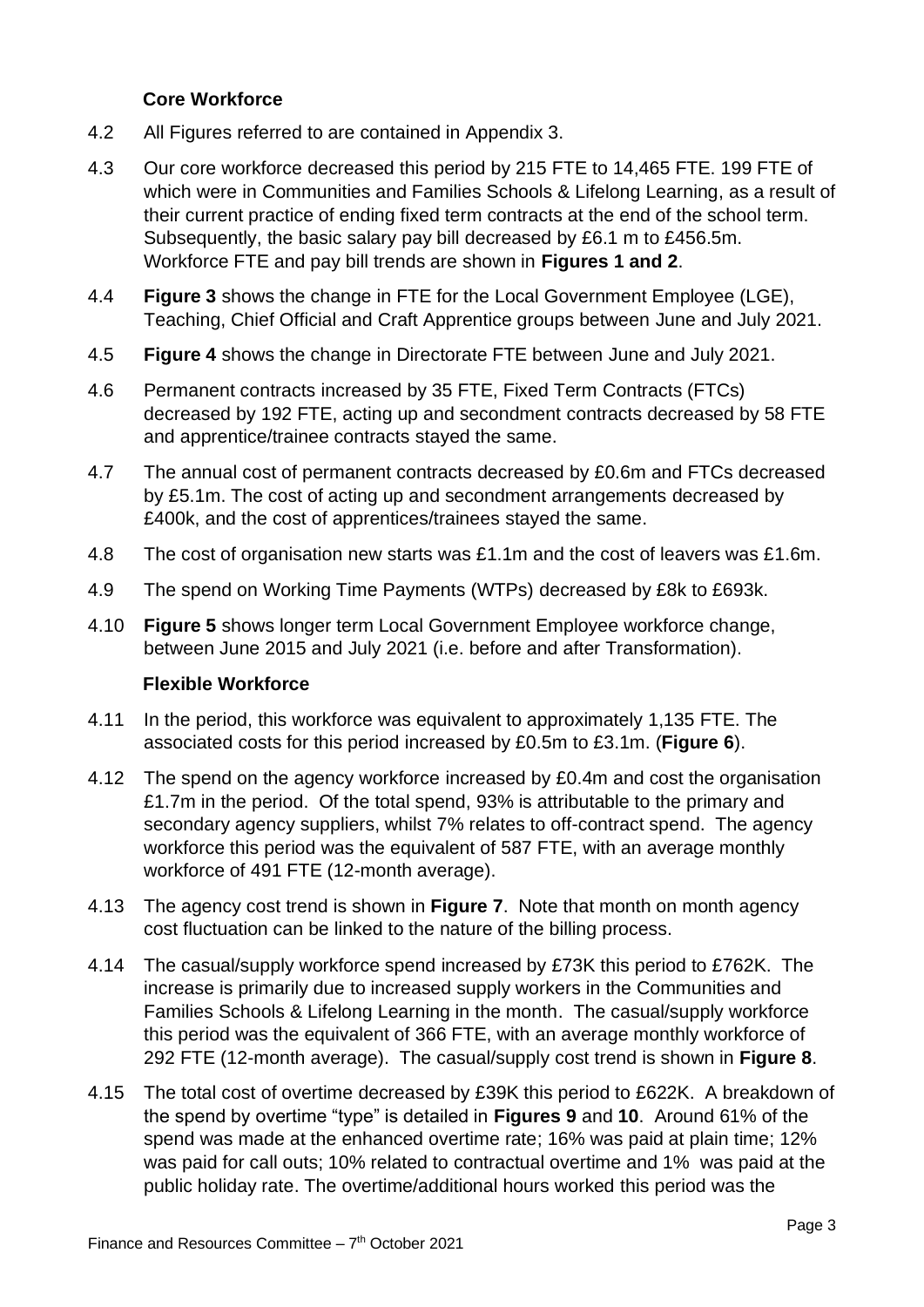### Core Workforce

4.2 All Figures referred to are contained in Appendix 3.

4.3 Our core workforce decreased this period by 215 FTE to 14,465 FTE. 199 FTE of which were in Communities and Families Schools & Lifelong Learning, as a result of their current practice of ending fixed term contracts at the end of the school term. Subsequently, the basic salary pay bill decreased by £6.1 m to £456.5m. Workforce FTE and pay bill trends are shown in **Figures 1 and 2**.

4.4 **Figure 3** shows the change in FTE for the Local Government Employee (LGE), Teaching, Chief Official and Craft Apprentice groups between June and July 2021.

4.5 **Figure 4** shows the change in Directorate FTE between June and July 2021.

4.6 Permanent contracts increased by 35 FTE, Fixed Term Contracts (FTCs) decreased by 192 FTE, acting up and secondment contracts decreased by 58 FTE and apprentice/trainee contracts stayed the same.

4.7 The annual cost of permanent contracts decreased by £0.6m and FTCs decreased by £5.1m. The cost of acting up and secondment arrangements decreased by £400k, and the cost of apprentices/trainees stayed the same.

4.8 The cost of organisation new starts was £1.1m and the cost of leavers was £1.6m.

4.9 The spend on Working Time Payments (WTPs) decreased by £8k to £693k.

4.10 **Figure 5** shows longer term Local Government Employee workforce change, between June 2015 and July 2021 (i.e. before and after Transformation).

### Flexible Workforce

4.11 In the period, this workforce was equivalent to approximately 1,135 FTE. The associated costs for this period increased by £0.5m to £3.1m. (**Figure 6**).

4.12 The spend on the agency workforce increased by £0.4m and cost the organisation £1.7m in the period. Of the total spend, 93% is attributable to the primary and secondary agency suppliers, whilst 7% relates to off-contract spend. The agency workforce this period was the equivalent of 587 FTE, with an average monthly workforce of 491 FTE (12-month average).

4.13 The agency cost trend is shown in **Figure 7**. Note that month on month agency cost fluctuation can be linked to the nature of the billing process.

4.14 The casual/supply workforce spend increased by £73K this period to £762K. The increase is primarily due to increased supply workers in the Communities and Families Schools & Lifelong Learning in the month. The casual/supply workforce this period was the equivalent of 366 FTE, with an average monthly workforce of 292 FTE (12-month average). The casual/supply cost trend is shown in **Figure 8**.

4.15 The total cost of overtime decreased by £39K this period to £622K. A breakdown of the spend by overtime "type" is detailed in **Figures 9** and **10**. Around 61% of the spend was made at the enhanced overtime rate; 16% was paid at plain time; 12% was paid for call outs; 10% related to contractual overtime and 1% was paid at the public holiday rate. The overtime/additional hours worked this period was the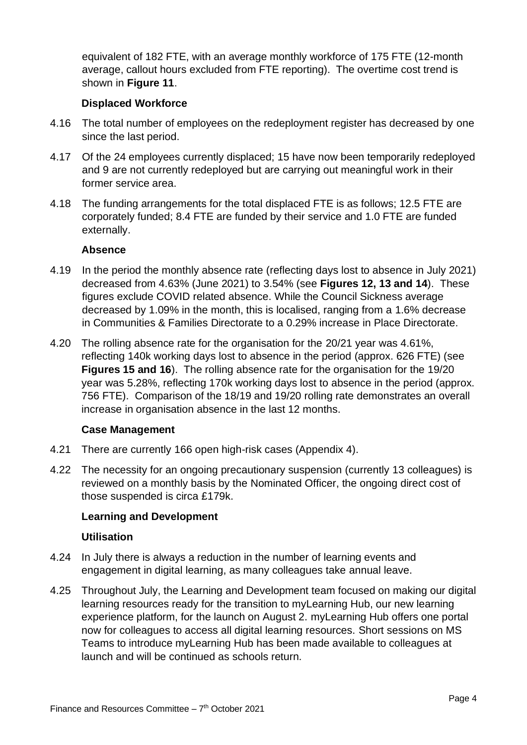equivalent of 182 FTE, with an average monthly workforce of 175 FTE (12-month average, callout hours excluded from FTE reporting). The overtime cost trend is shown in **Figure 11**.

**Displaced Workforce**

4.16 The total number of employees on the redeployment register has decreased by one since the last period.

4.17 Of the 24 employees currently displaced; 15 have now been temporarily redeployed and 9 are not currently redeployed but are carrying out meaningful work in their former service area.

4.18 The funding arrangements for the total displaced FTE is as follows; 12.5 FTE are corporately funded; 8.4 FTE are funded by their service and 1.0 FTE are funded externally.

**Absence**

4.19 In the period the monthly absence rate (reflecting days lost to absence in July 2021) decreased from 4.63% (June 2021) to 3.54% (see **Figures 12, 13 and 14**). These figures exclude COVID related absence. While the Council Sickness average decreased by 1.09% in the month, this is localised, ranging from a 1.6% decrease in Communities & Families Directorate to a 0.29% increase in Place Directorate.

4.20 The rolling absence rate for the organisation for the 20/21 year was 4.61%, reflecting 140k working days lost to absence in the period (approx. 626 FTE) (see **Figures 15 and 16**). The rolling absence rate for the organisation for the 19/20 year was 5.28%, reflecting 170k working days lost to absence in the period (approx. 756 FTE). Comparison of the 18/19 and 19/20 rolling rate demonstrates an overall increase in organisation absence in the last 12 months.

**Case Management**

4.21 There are currently 166 open high-risk cases (Appendix 4).

4.22 The necessity for an ongoing precautionary suspension (currently 13 colleagues) is reviewed on a monthly basis by the Nominated Officer, the ongoing direct cost of those suspended is circa £179k.

**Learning and Development**

**Utilisation**

4.24 In July there is always a reduction in the number of learning events and engagement in digital learning, as many colleagues take annual leave.

4.25 Throughout July, the Learning and Development team focused on making our digital learning resources ready for the transition to myLearning Hub, our new learning experience platform, for the launch on August 2. myLearning Hub offers one portal now for colleagues to access all digital learning resources. Short sessions on MS Teams to introduce myLearning Hub has been made available to colleagues at launch and will be continued as schools return.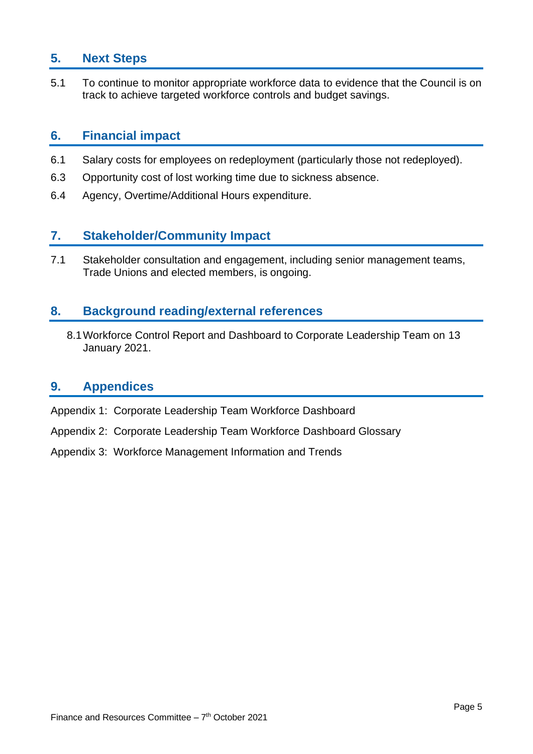## 5. Next Steps

5.1 To continue to monitor appropriate workforce data to evidence that the Council is on track to achieve targeted workforce controls and budget savings.

## 6. Financial impact

6.1 Salary costs for employees on redeployment (particularly those not redeployed).

6.3 Opportunity cost of lost working time due to sickness absence.

6.4 Agency, Overtime/Additional Hours expenditure.

## 7. Stakeholder/Community Impact

7.1 Stakeholder consultation and engagement, including senior management teams, Trade Unions and elected members, is ongoing.

## 8. Background reading/external references

8.1 Workforce Control Report and Dashboard to Corporate Leadership Team on 13 January 2021.

## 9. Appendices

Appendix 1: Corporate Leadership Team Workforce Dashboard

Appendix 2: Corporate Leadership Team Workforce Dashboard Glossary

Appendix 3: Workforce Management Information and Trends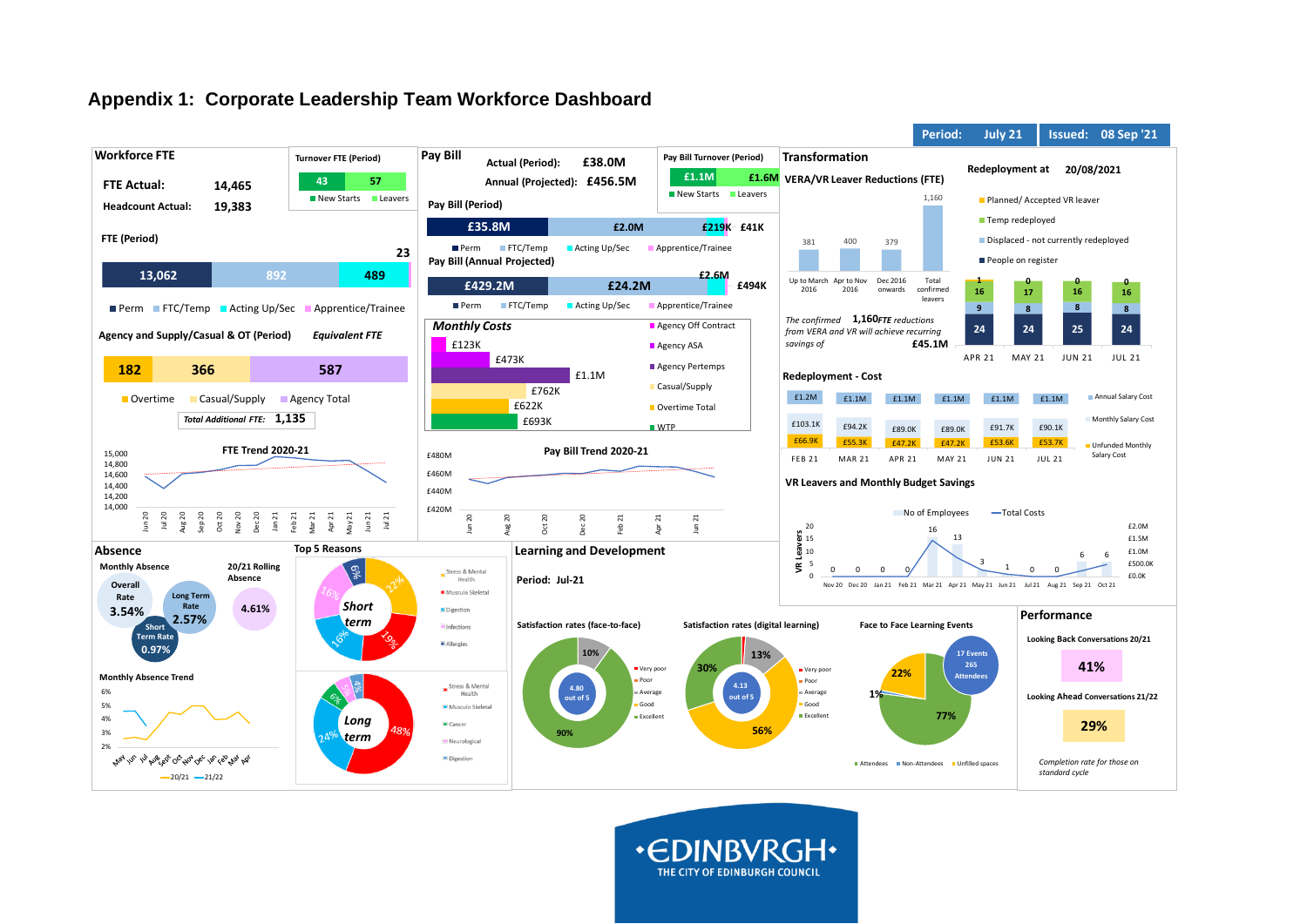# Appendix 1: Corporate Leadership Team Workforce Dashboard

**Period:** July 21 | **Issued:** 08 Sep '21

## Workforce FTE

**FTE Actual:** 14,465

**Headcount Actual:** 19,383

**Turnover FTE (Period)**

| New Starts | Leavers |
|---|---|
| 43 | 57 |

**FTE (Period)**

| Perm | FTC/Temp | Acting Up/Sec | Apprentice/Trainee |
|---|---|---|---|
| 13,062 | 892 | 489 | 23 |

**Agency and Supply/Casual & OT (Period)** *Equivalent FTE*

| Overtime | Casual/Supply | Agency Total |
|---|---|---|
| 182 | 366 | 587 |

*Total Additional FTE:* **1,135**

**FTE Trend 2020-21**

Jun 20 – Jul 21 (axis 14,000 – 15,000)

## Pay Bill

**Actual (Period):** £38.0M

**Annual (Projected):** £456.5M

**Pay Bill Turnover (Period)**

| New Starts | Leavers |
|---|---|
| £1.1M | £1.6M |

**Pay Bill (Period)**

| Perm | FTC/Temp | Acting Up/Sec | Apprentice/Trainee |
|---|---|---|---|
| £35.8M | £2.0M | £219K | £41K |

**Pay Bill (Annual Projected)**

| Perm | FTC/Temp | Acting Up/Sec | Apprentice/Trainee |
|---|---|---|---|
| £429.2M | £24.2M | £2.6M | £494K |

**Monthly Costs**

| Category | Cost |
|---|---|
| Agency Off Contract | £123K |
| Agency ASA | £473K |
| Agency Pertemps | £1.1M |
| Casual/Supply | £762K |
| Overtime Total | £622K |
| WTP | £693K |

**Pay Bill Trend 2020-21**

Jun 20 – Jun 21 (axis £420M – £480M)

## Transformation

**VERA/VR Leaver Reductions (FTE)**

| Up to March 2016 | Apr to Nov 2016 | Dec 2016 onwards | Total confirmed leavers |
|---|---|---|---|
| 381 | 400 | 379 | 1,160 |

*The confirmed* **1,160** *FTE reductions from VERA and VR will achieve recurring savings of* **£45.1M**

**Redeployment at 20/08/2021**

| | APR 21 | MAY 21 | JUN 21 | JUL 21 |
|---|---|---|---|---|
| Planned/ Accepted VR leaver | 1 | 0 | 0 | 0 |
| Temp redeployed | 16 | 17 | 16 | 16 |
| Displaced - not currently redeployed | 9 | 8 | 8 | 8 |
| People on register | 24 | 24 | 25 | 24 |

**Redeployment - Cost**

| | FEB 21 | MAR 21 | APR 21 | MAY 21 | JUN 21 | JUL 21 |
|---|---|---|---|---|---|---|
| Annual Salary Cost | £1.2M | £1.1M | £1.1M | £1.1M | £1.1M | £1.1M |
| Monthly Salary Cost | £103.1K | £94.2K | £89.0K | £89.0K | £91.7K | £90.1K |
| Unfunded Monthly Salary Cost | £66.9K | £55.3K | £47.2K | £47.2K | £53.6K | £53.7K |

**VR Leavers and Monthly Budget Savings**

| | Nov 20 | Dec 20 | Jan 21 | Feb 21 | Mar 21 | Apr 21 | May 21 | Jun 21 | Jul 21 | Aug 21 | Sep 21 | Oct 21 |
|---|---|---|---|---|---|---|---|---|---|---|---|---|
| No of Employees | 0 | 0 | 0 | 0 | 16 | 13 | 3 | 1 | 0 | 0 | 6 | 6 |

## Absence

**Monthly Absence**

- Overall Rate: 3.54%
- Long Term Rate: 2.57%
- Short Term Rate: 0.97%

**20/21 Rolling Absence:** 4.61%

**Monthly Absence Trend** (20/21, 21/22; May – Apr)

## Top 5 Reasons

**Short term**

| Reason | % |
|---|---|
| Stress & Mental Health | 22% |
| Musculo Skeletal | 19% |
| Digestion | 16% |
| Infections | 16% |
| Allergies | 6% |

**Long term**

| Reason | % |
|---|---|
| Stress & Mental Health | 48% |
| Musculo Skeletal | 24% |
| Cancer | 6% |
| Neurological | 5% |
| Digestion | 4% |

## Learning and Development

**Period:** Jul-21

**Satisfaction rates (face-to-face)** — 4.80 out of 5

- Good: 10%
- Excellent: 90%

**Satisfaction rates (digital learning)** — 4.13 out of 5

- Good: 13%
- Average: 56%
- Excellent: 30%

**Face to Face Learning Events** — 17 Events, 265 Attendees

- Attendees: 77%
- Non-Attendees: 1%
- Unfilled spaces: 22%

## Performance

**Looking Back Conversations 20/21:** 41%

**Looking Ahead Conversations 21/22:** 29%

*Completion rate for those on standard cycle*

EDINBVRGH — THE CITY OF EDINBURGH COUNCIL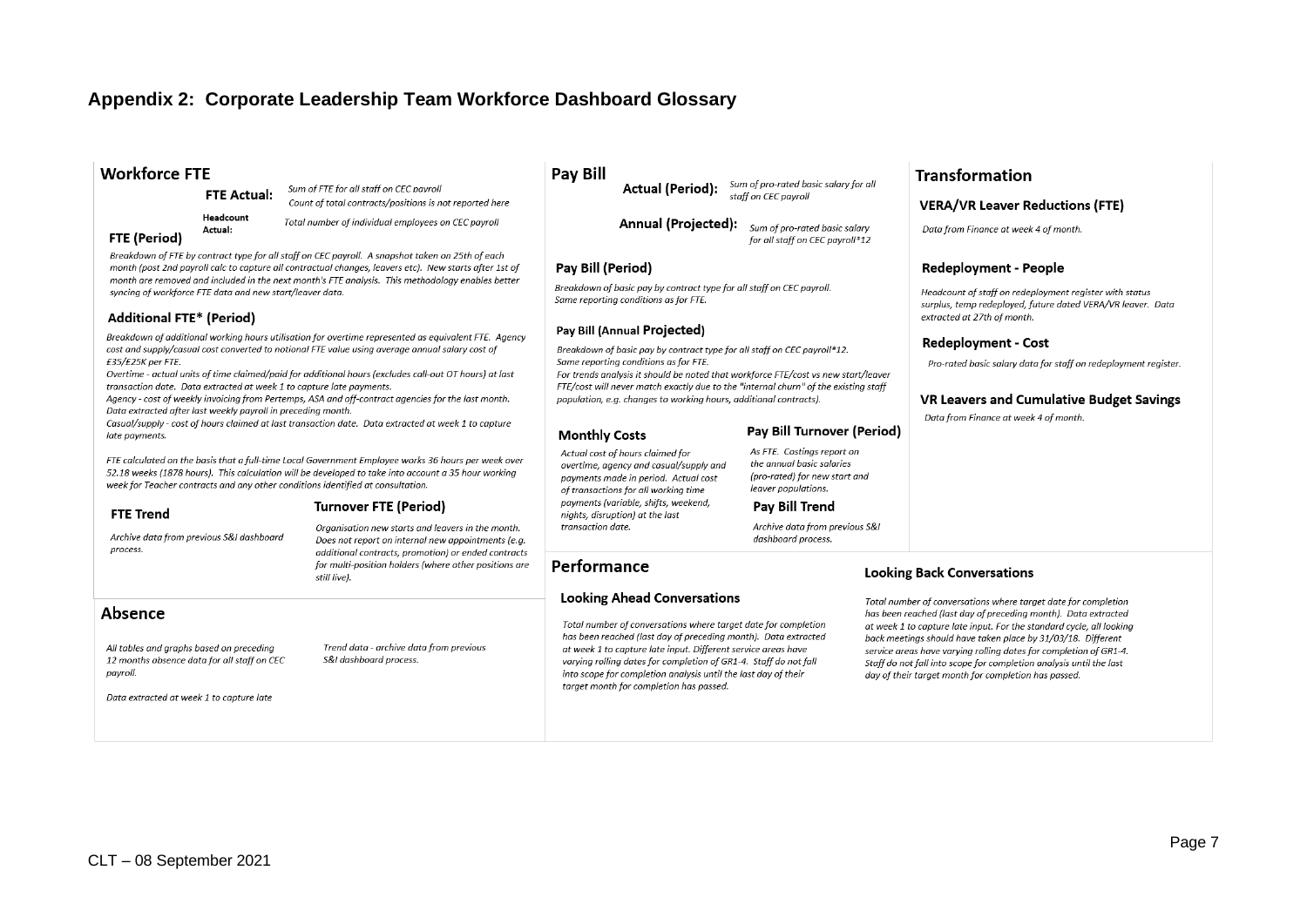## Appendix 2: Corporate Leadership Team Workforce Dashboard Glossary

### Workforce FTE

**FTE Actual:** *Sum of FTE for all staff on CEC payroll*
*Count of total contracts/positions is not reported here*

**Headcount Actual:** *Total number of individual employees on CEC payroll*

#### FTE (Period)

*Breakdown of FTE by contract type for all staff on CEC payroll. A snapshot taken on 25th of each month (post 2nd payroll calc to capture all contractual changes, leavers etc). New starts after 1st of month are removed and included in the next month's FTE analysis. This methodology enables better syncing of workforce FTE data and new start/leaver data.*

#### Additional FTE* (Period)

*Breakdown of additional working hours utilisation for overtime represented as equivalent FTE. Agency cost and supply/casual cost converted to notional FTE value using average annual salary cost of £35/£25K per FTE.*

*Overtime - actual units of time claimed/paid for additional hours (excludes call-out OT hours) at last transaction date. Data extracted at week 1 to capture late payments.*

*Agency - cost of weekly invoicing from Pertemps, ASA and off-contract agencies for the last month. Data extracted after last weekly payroll in preceding month.*

*Casual/supply - cost of hours claimed at last transaction date. Data extracted at week 1 to capture late payments.*

*FTE calculated on the basis that a full-time Local Government Employee works 36 hours per week over 52.18 weeks (1878 hours). This calculation will be developed to take into account a 35 hour working week for Teacher contracts and any other conditions identified at consultation.*

#### FTE Trend

*Archive data from previous S&I dashboard process.*

#### Turnover FTE (Period)

*Organisation new starts and leavers in the month. Does not report on internal new appointments (e.g. additional contracts, promotion) or ended contracts for multi-position holders (where other positions are still live).*

### Absence

*All tables and graphs based on preceding 12 months absence data for all staff on CEC payroll.*

*Data extracted at week 1 to capture late*

*Trend data - archive data from previous S&I dashboard process.*

### Pay Bill

**Actual (Period):** *Sum of pro-rated basic salary for all staff on CEC payroll*

**Annual (Projected):** *Sum of pro-rated basic salary for all staff on CEC payroll*12*

#### Pay Bill (Period)

*Breakdown of basic pay by contract type for all staff on CEC payroll. Same reporting conditions as for FTE.*

#### Pay Bill (Annual Projected)

*Breakdown of basic pay by contract type for all staff on CEC payroll*12. Same reporting conditions as for FTE.*

*For trends analysis it should be noted that workforce FTE/cost vs new start/leaver FTE/cost will never match exactly due to the "internal churn" of the existing staff population, e.g. changes to working hours, additional contracts).*

#### Monthly Costs

*Actual cost of hours claimed for overtime, agency and casual/supply and payments made in period. Actual cost of transactions for all working time payments (variable, shifts, weekend, nights, disruption) at the last transaction date.*

#### Pay Bill Turnover (Period)

*As FTE. Costings report on the annual basic salaries (pro-rated) for new start and leaver populations.*

#### Pay Bill Trend

*Archive data from previous S&I dashboard process.*

### Transformation

#### VERA/VR Leaver Reductions (FTE)

*Data from Finance at week 4 of month.*

#### Redeployment - People

*Headcount of staff on redeployment register with status surplus, temp redeployed, future dated VERA/VR leaver. Data extracted at 27th of month.*

#### Redeployment - Cost

*Pro-rated basic salary data for staff on redeployment register.*

#### VR Leavers and Cumulative Budget Savings

*Data from Finance at week 4 of month.*

### Performance

#### Looking Ahead Conversations

*Total number of conversations where target date for completion has been reached (last day of preceding month). Data extracted at week 1 to capture late input. Different service areas have varying rolling dates for completion of GR1-4. Staff do not fall into scope for completion analysis until the last day of their target month for completion has passed.*

#### Looking Back Conversations

*Total number of conversations where target date for completion has been reached (last day of preceding month). Data extracted at week 1 to capture late input. For the standard cycle, all looking back meetings should have taken place by 31/03/18. Different service areas have varying rolling dates for completion of GR1-4. Staff do not fall into scope for completion analysis until the last day of their target month for completion has passed.*

CLT – 08 September 2021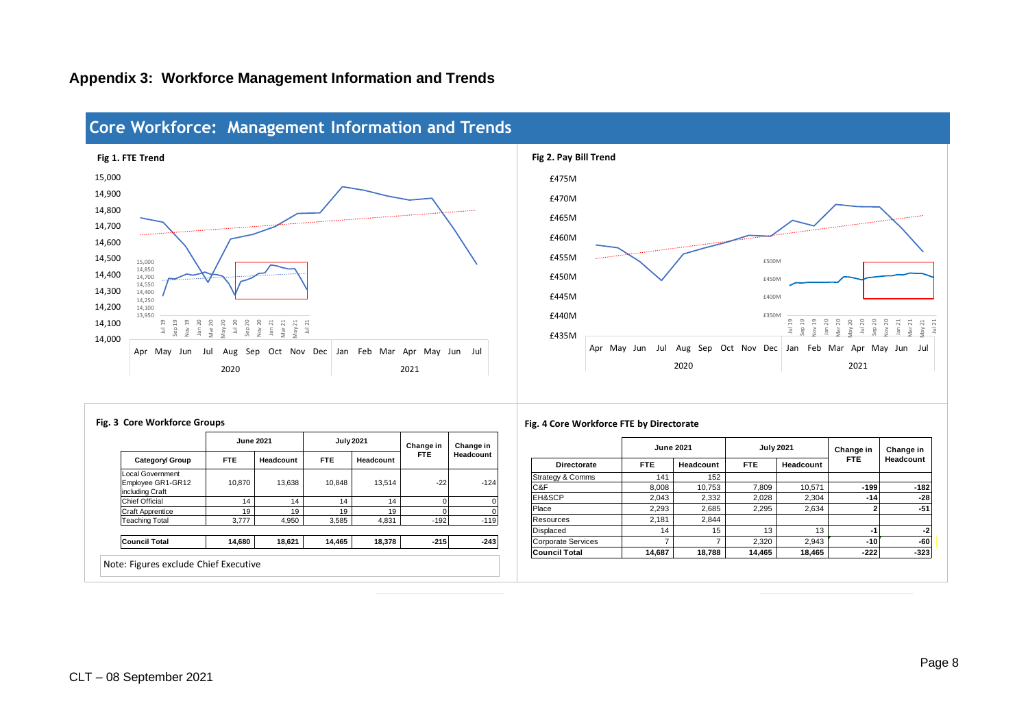## Appendix 3: Workforce Management Information and Trends

# Core Workforce: Management Information and Trends

**Fig 1. FTE Trend**

**Fig 2. Pay Bill Trend**

**Fig. 3 Core Workforce Groups**

| Category/ Group | June 2021 FTE | June 2021 Headcount | July 2021 FTE | July 2021 Headcount | Change in FTE | Change in Headcount |
|---|---|---|---|---|---|---|
| Local Government Employee GR1-GR12 including Craft | 10,870 | 13,638 | 10,848 | 13,514 | -22 | -124 |
| Chief Official | 14 | 14 | 14 | 14 | 0 | 0 |
| Craft Apprentice | 19 | 19 | 19 | 19 | 0 | 0 |
| Teaching Total | 3,777 | 4,950 | 3,585 | 4,831 | -192 | -119 |
| **Council Total** | **14,680** | **18,621** | **14,465** | **18,378** | **-215** | **-243** |

Note: Figures exclude Chief Executive

**Fig. 4 Core Workforce FTE by Directorate**

| Directorate | June 2021 FTE | June 2021 Headcount | July 2021 FTE | July 2021 Headcount | Change in FTE | Change in Headcount |
|---|---|---|---|---|---|---|
| Strategy & Comms | 141 | 152 | | | | |
| C&F | 8,008 | 10,753 | 7,809 | 10,571 | -199 | -182 |
| EH&SCP | 2,043 | 2,332 | 2,028 | 2,304 | -14 | -28 |
| Place | 2,293 | 2,685 | 2,295 | 2,634 | 2 | -51 |
| Resources | 2,181 | 2,844 | | | | |
| Displaced | 14 | 15 | 13 | 13 | -1 | -2 |
| Corporate Services | 7 | 7 | 2,320 | 2,943 | -10 | -60 |
| **Council Total** | **14,687** | **18,788** | **14,465** | **18,465** | **-222** | **-323** |

CLT – 08 September 2021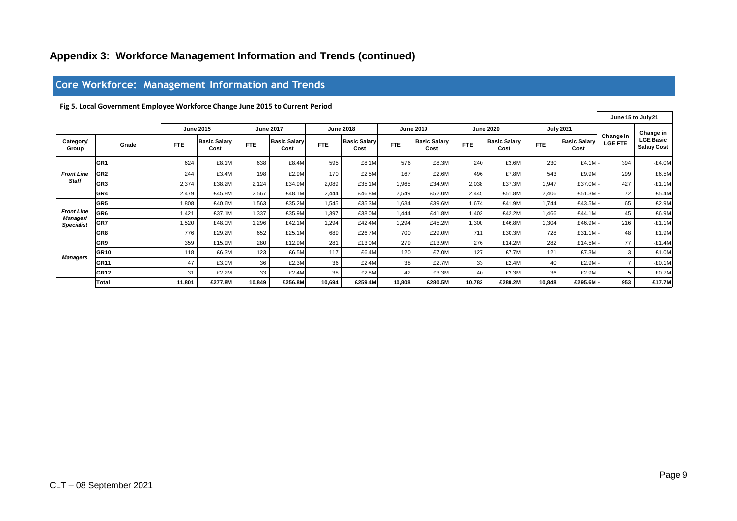## Appendix 3: Workforce Management Information and Trends (continued)

## Core Workforce: Management Information and Trends

**Fig 5. Local Government Employee Workforce Change June 2015 to Current Period**

| Category/ Group | Grade | June 2015 | | June 2017 | | June 2018 | | June 2019 | | June 2020 | | July 2021 | | June 15 to July 21 | |
|---|---|---|---|---|---|---|---|---|---|---|---|---|---|---|---|
| | | FTE | Basic Salary Cost | FTE | Basic Salary Cost | FTE | Basic Salary Cost | FTE | Basic Salary Cost | FTE | Basic Salary Cost | FTE | Basic Salary Cost | Change in LGE FTE | Change in LGE Basic Salary Cost |
| ***Front Line Staff*** | **GR1** | 624 | £8.1M | 638 | £8.4M | 595 | £8.1M | 576 | £8.3M | 240 | £3.6M | 230 | £4.1M | -394 | -£4.0M |
| | **GR2** | 244 | £3.4M | 198 | £2.9M | 170 | £2.5M | 167 | £2.6M | 496 | £7.8M | 543 | £9.9M | 299 | £6.5M |
| | **GR3** | 2,374 | £38.2M | 2,124 | £34.9M | 2,089 | £35.1M | 1,965 | £34.9M | 2,038 | £37.3M | 1,947 | £37.0M | -427 | -£1.1M |
| | **GR4** | 2,479 | £45.8M | 2,567 | £48.1M | 2,444 | £46.8M | 2,549 | £52.0M | 2,445 | £51.8M | 2,406 | £51.3M | -72 | £5.4M |
| ***Front Line Manager/ Specialist*** | **GR5** | 1,808 | £40.6M | 1,563 | £35.2M | 1,545 | £35.3M | 1,634 | £39.6M | 1,674 | £41.9M | 1,744 | £43.5M | -65 | £2.9M |
| | **GR6** | 1,421 | £37.1M | 1,337 | £35.9M | 1,397 | £38.0M | 1,444 | £41.8M | 1,402 | £42.2M | 1,466 | £44.1M | 45 | £6.9M |
| | **GR7** | 1,520 | £48.0M | 1,296 | £42.1M | 1,294 | £42.4M | 1,294 | £45.2M | 1,300 | £46.8M | 1,304 | £46.9M | -216 | -£1.1M |
| | **GR8** | 776 | £29.2M | 652 | £25.1M | 689 | £26.7M | 700 | £29.0M | 711 | £30.3M | 728 | £31.1M | -48 | £1.9M |
| ***Managers*** | **GR9** | 359 | £15.9M | 280 | £12.9M | 281 | £13.0M | 279 | £13.9M | 276 | £14.2M | 282 | £14.5M | -77 | -£1.4M |
| | **GR10** | 118 | £6.3M | 123 | £6.5M | 117 | £6.4M | 120 | £7.0M | 127 | £7.7M | 121 | £7.3M | 3 | £1.0M |
| | **GR11** | 47 | £3.0M | 36 | £2.3M | 36 | £2.4M | 38 | £2.7M | 33 | £2.4M | 40 | £2.9M | -7 | -£0.1M |
| | **GR12** | 31 | £2.2M | 33 | £2.4M | 38 | £2.8M | 42 | £3.3M | 40 | £3.3M | 36 | £2.9M | 5 | £0.7M |
| | **Total** | **11,801** | **£277.8M** | **10,849** | **£256.8M** | **10,694** | **£259.4M** | **10,808** | **£280.5M** | **10,782** | **£289.2M** | **10,848** | **£295.6M** | **-953** | **£17.7M** |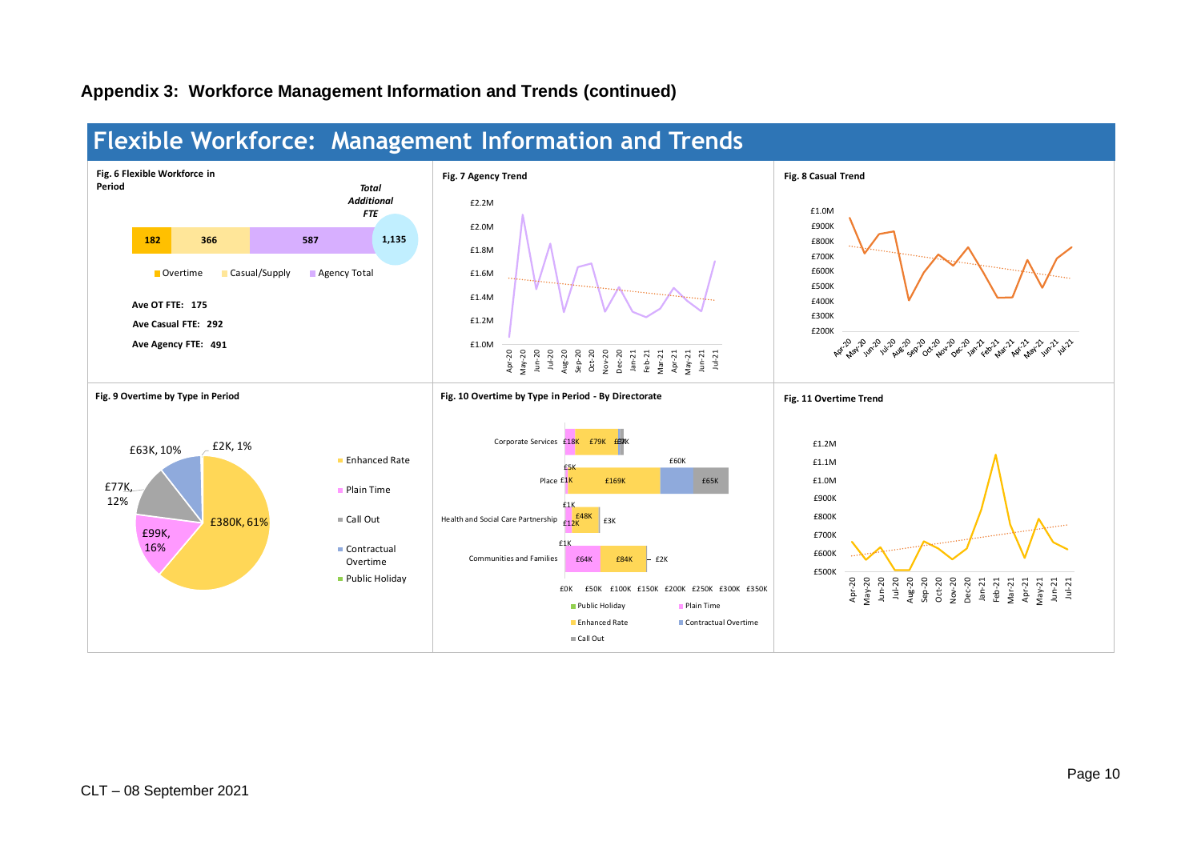## Appendix 3: Workforce Management Information and Trends (continued)

# Flexible Workforce: Management Information and Trends

**Fig. 6 Flexible Workforce in Period**

| Overtime | Casual/Supply | Agency Total | *Total Additional FTE* |
|---|---|---|---|
| 182 | 366 | 587 | 1,135 |

**Ave OT FTE: 175**

**Ave Casual FTE: 292**

**Ave Agency FTE: 491**

**Fig. 7 Agency Trend**

**Fig. 8 Casual Trend**

**Fig. 9 Overtime by Type in Period**

| Type | Value | % |
|---|---|---|
| Enhanced Rate | £380K | 61% |
| Plain Time | £99K | 16% |
| Call Out | £77K | 12% |
| Contractual Overtime | £63K | 10% |
| Public Holiday | £2K | 1% |

**Fig. 10 Overtime by Type in Period - By Directorate**

| Directorate | Plain Time | Enhanced Rate | Contractual Overtime | Call Out | Public Holiday |
|---|---|---|---|---|---|
| Corporate Services | £18K | £79K | £3K | £8K | |
| Place | £1K | £169K | £60K | £65K | £5K |
| Health and Social Care Partnership | £12K | £48K | | £3K | £1K |
| Communities and Families | £64K | £84K | | £2K | £1K |

**Fig. 11 Overtime Trend**

CLT – 08 September 2021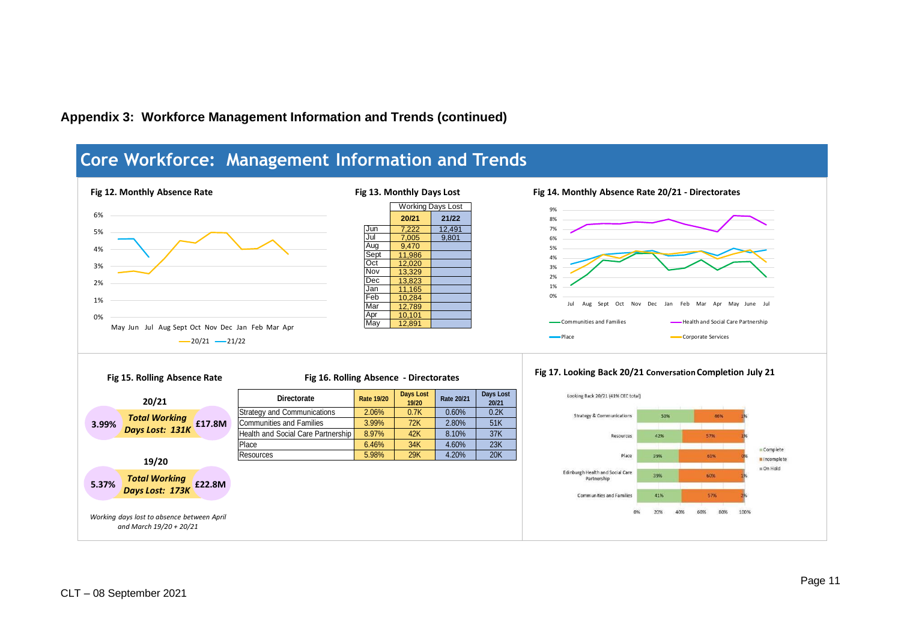**Appendix 3: Workforce Management Information and Trends (continued)**

# Core Workforce: Management Information and Trends

### Fig 12. Monthly Absence Rate

6%
5%
4%
3%
2%
1%
0%

May Jun Jul Aug Sept Oct Nov Dec Jan Feb Mar Apr

20/21 21/22

### Fig 13. Monthly Days Lost

| | Working Days Lost | |
|---|---|---|
| | 20/21 | 21/22 |
| Jun | 7,222 | 12,491 |
| Jul | 7,005 | 9,801 |
| Aug | 9,470 | |
| Sept | 11,986 | |
| Oct | 12,020 | |
| Nov | 13,329 | |
| Dec | 13,823 | |
| Jan | 11,165 | |
| Feb | 10,284 | |
| Mar | 12,789 | |
| Apr | 10,101 | |
| May | 12,891 | |

### Fig 14. Monthly Absence Rate 20/21 - Directorates

9%
8%
7%
6%
5%
4%
3%
2%
1%
0%

Jul Aug Sept Oct Nov Dec Jan Feb Mar Apr May June Jul

Communities and Families
Health and Social Care Partnership
Place
Corporate Services

### Fig 15. Rolling Absence Rate

**20/21**

**3.99%** *Total Working Days Lost: 131K* **£17.8M**

**19/20**

**5.37%** *Total Working Days Lost: 173K* **£22.8M**

*Working days lost to absence between April and March 19/20 + 20/21*

### Fig 16. Rolling Absence - Directorates

| Directorate | Rate 19/20 | Days Lost 19/20 | Rate 20/21 | Days Lost 20/21 |
|---|---|---|---|---|
| Strategy and Communications | 2.06% | 0.7K | 0.60% | 0.2K |
| Communities and Families | 3.99% | 72K | 2.80% | 51K |
| Health and Social Care Partnership | 8.97% | 42K | 8.10% | 37K |
| Place | 6.46% | 34K | 4.60% | 23K |
| Resources | 5.98% | 29K | 4.20% | 20K |

### Fig 17. Looking Back 20/21 Conversation Completion July 21

Looking Back 20/21 (41% CEC total)

Strategy & Communications 53% 46% 1%

Resources 42% 57% 1%

Place 39% 61% 0%

Edinburgh Health and Social Care Partnership 39% 60% 1%

Communities and Families 41% 57% 2%

0% 20% 40% 60% 80% 100%

Complete
Incomplete
On Hold

CLT – 08 September 2021